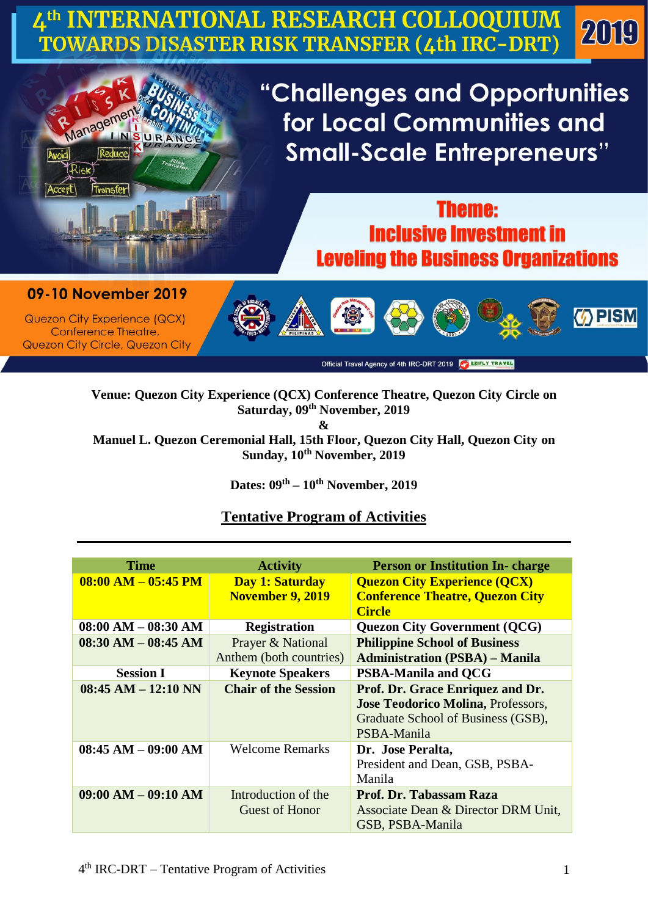# 4th INTERNATIONAL RESEARCH COLLOQUIUM TOWARDS DISASTER RISK TRANSFER (4th IRC-DRT) 2019

## "Challenges and Opportunities for Local Communities and Small-Scale Entrepreneurs"

### Theme: Inclusive Investment in Leveling the Business Organizations

**09-10 November 2019**

Quezon City Experience (QCX) Conference Theatre, Quezon City Circle, Quezon City

Official Travel Agency of 4th IRC-DRT 2019 EZIFLY TRAVEL

**Venue: Quezon City Experience (QCX) Conference Theatre, Quezon City Circle on Saturday, 09th November, 2019**

**&**

**Manuel L. Quezon Ceremonial Hall, 15th Floor, Quezon City Hall, Quezon City on Sunday, 10th November, 2019**

**Dates: 09th – 10th November, 2019**

## Tentative Program of Activities

---

| Time | Activity | Person or Institution In- charge |
|---|---|---|
| **08:00 AM – 05:45 PM** | **Day 1: Saturday November 9, 2019** | **Quezon City Experience (QCX) Conference Theatre, Quezon City Circle** |
| **08:00 AM – 08:30 AM** | **Registration** | **Quezon City Government (QCG)** |
| **08:30 AM – 08:45 AM** | Prayer & National Anthem (both countries) | **Philippine School of Business Administration (PSBA) – Manila** |
| **Session I** | **Keynote Speakers** | **PSBA-Manila and QCG** |
| **08:45 AM – 12:10 NN** | **Chair of the Session** | **Prof. Dr. Grace Enriquez and Dr. Jose Teodorico Molina,** Professors, Graduate School of Business (GSB), PSBA-Manila |
| **08:45 AM – 09:00 AM** | Welcome Remarks | **Dr. Jose Peralta,** President and Dean, GSB, PSBA-Manila |
| **09:00 AM – 09:10 AM** | Introduction of the Guest of Honor | **Prof. Dr. Tabassam Raza** Associate Dean & Director DRM Unit, GSB, PSBA-Manila |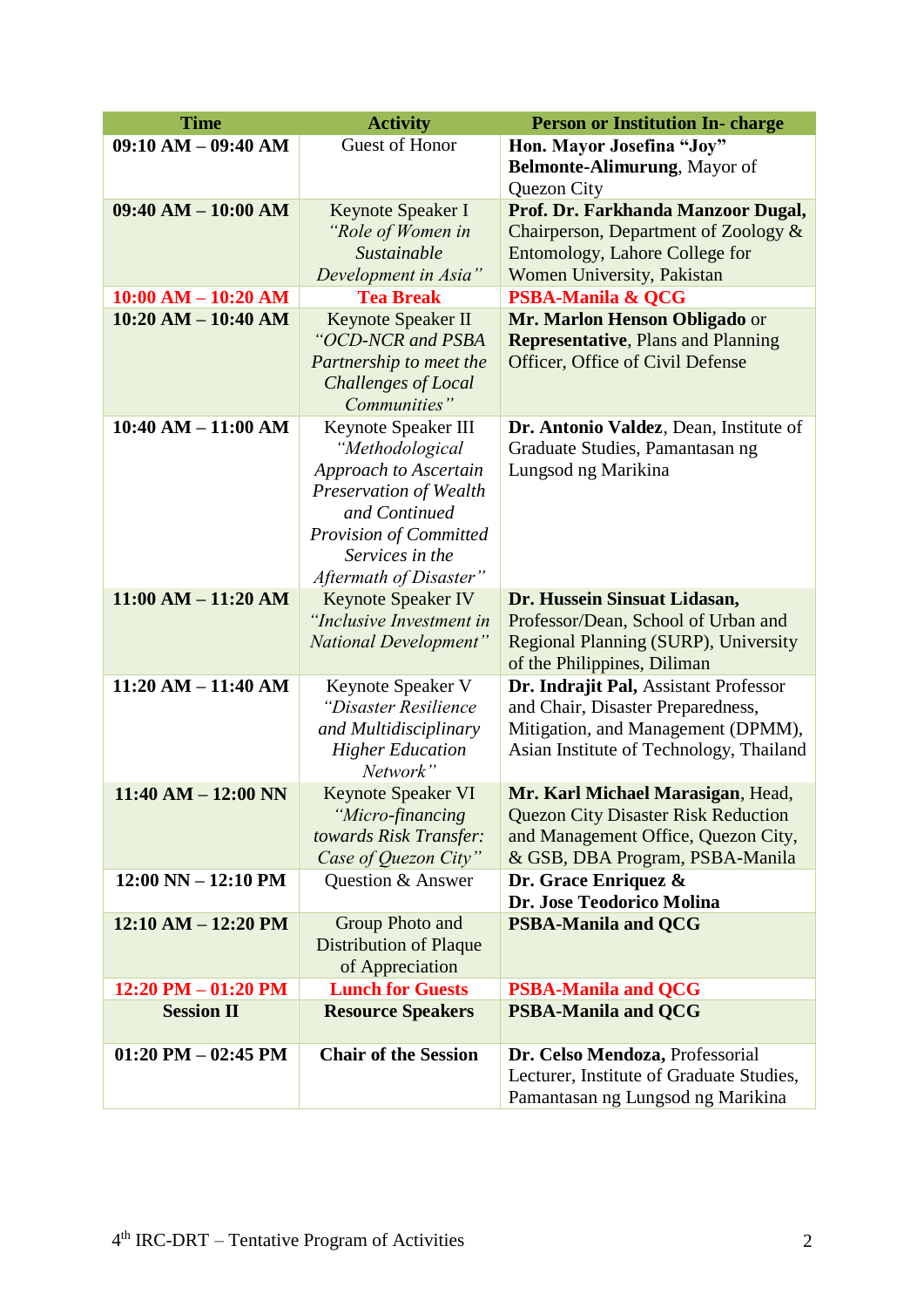| Time | Activity | Person or Institution In- charge |
|---|---|---|
| **09:10 AM – 09:40 AM** | Guest of Honor | **Hon. Mayor Josefina "Joy" Belmonte-Alimurung**, Mayor of Quezon City |
| **09:40 AM – 10:00 AM** | Keynote Speaker I *"Role of Women in Sustainable Development in Asia"* | **Prof. Dr. Farkhanda Manzoor Dugal,** Chairperson, Department of Zoology & Entomology, Lahore College for Women University, Pakistan |
| **10:00 AM – 10:20 AM** | **Tea Break** | **PSBA-Manila & QCG** |
| **10:20 AM – 10:40 AM** | Keynote Speaker II *"OCD-NCR and PSBA Partnership to meet the Challenges of Local Communities"* | **Mr. Marlon Henson Obligado** or **Representative**, Plans and Planning Officer, Office of Civil Defense |
| **10:40 AM – 11:00 AM** | Keynote Speaker III *"Methodological Approach to Ascertain Preservation of Wealth and Continued Provision of Committed Services in the Aftermath of Disaster"* | **Dr. Antonio Valdez**, Dean, Institute of Graduate Studies, Pamantasan ng Lungsod ng Marikina |
| **11:00 AM – 11:20 AM** | Keynote Speaker IV *"Inclusive Investment in National Development"* | **Dr. Hussein Sinsuat Lidasan,** Professor/Dean, School of Urban and Regional Planning (SURP), University of the Philippines, Diliman |
| **11:20 AM – 11:40 AM** | Keynote Speaker V *"Disaster Resilience and Multidisciplinary Higher Education Network"* | **Dr. Indrajit Pal,** Assistant Professor and Chair, Disaster Preparedness, Mitigation, and Management (DPMM), Asian Institute of Technology, Thailand |
| **11:40 AM – 12:00 NN** | Keynote Speaker VI *"Micro-financing towards Risk Transfer: Case of Quezon City"* | **Mr. Karl Michael Marasigan**, Head, Quezon City Disaster Risk Reduction and Management Office, Quezon City, & GSB, DBA Program, PSBA-Manila |
| **12:00 NN – 12:10 PM** | Question & Answer | **Dr. Grace Enriquez & Dr. Jose Teodorico Molina** |
| **12:10 AM – 12:20 PM** | Group Photo and Distribution of Plaque of Appreciation | **PSBA-Manila and QCG** |
| **12:20 PM – 01:20 PM** | **Lunch for Guests** | **PSBA-Manila and QCG** |
| **Session II** | **Resource Speakers** | **PSBA-Manila and QCG** |
| **01:20 PM – 02:45 PM** | **Chair of the Session** | **Dr. Celso Mendoza,** Professorial Lecturer, Institute of Graduate Studies, Pamantasan ng Lungsod ng Marikina |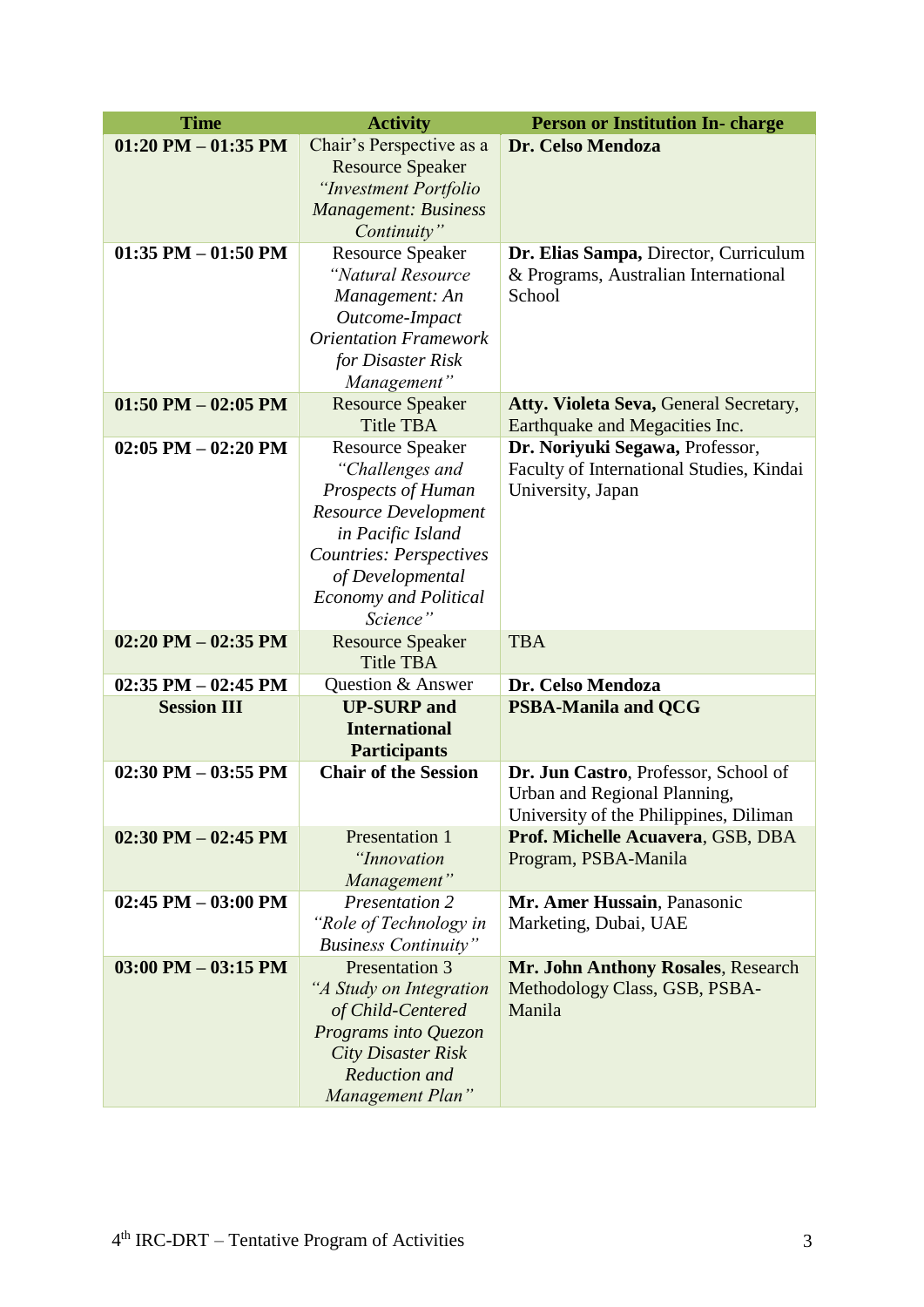| Time | Activity | Person or Institution In- charge |
|---|---|---|
| **01:20 PM – 01:35 PM** | Chair's Perspective as a Resource Speaker *"Investment Portfolio Management: Business Continuity"* | **Dr. Celso Mendoza** |
| **01:35 PM – 01:50 PM** | Resource Speaker *"Natural Resource Management: An Outcome-Impact Orientation Framework for Disaster Risk Management"* | **Dr. Elias Sampa,** Director, Curriculum & Programs, Australian International School |
| **01:50 PM – 02:05 PM** | Resource Speaker Title TBA | **Atty. Violeta Seva,** General Secretary, Earthquake and Megacities Inc. |
| **02:05 PM – 02:20 PM** | Resource Speaker *"Challenges and Prospects of Human Resource Development in Pacific Island Countries: Perspectives of Developmental Economy and Political Science"* | **Dr. Noriyuki Segawa,** Professor, Faculty of International Studies, Kindai University, Japan |
| **02:20 PM – 02:35 PM** | Resource Speaker Title TBA | TBA |
| **02:35 PM – 02:45 PM** | Question & Answer | **Dr. Celso Mendoza** |
| **Session III** | **UP-SURP and International Participants** | **PSBA-Manila and QCG** |
| **02:30 PM – 03:55 PM** | **Chair of the Session** | **Dr. Jun Castro**, Professor, School of Urban and Regional Planning, University of the Philippines, Diliman |
| **02:30 PM – 02:45 PM** | Presentation 1 *"Innovation Management"* | **Prof. Michelle Acuavera**, GSB, DBA Program, PSBA-Manila |
| **02:45 PM – 03:00 PM** | *Presentation 2 "Role of Technology in Business Continuity"* | **Mr. Amer Hussain**, Panasonic Marketing, Dubai, UAE |
| **03:00 PM – 03:15 PM** | Presentation 3 *"A Study on Integration of Child-Centered Programs into Quezon City Disaster Risk Reduction and Management Plan"* | **Mr. John Anthony Rosales**, Research Methodology Class, GSB, PSBA-Manila |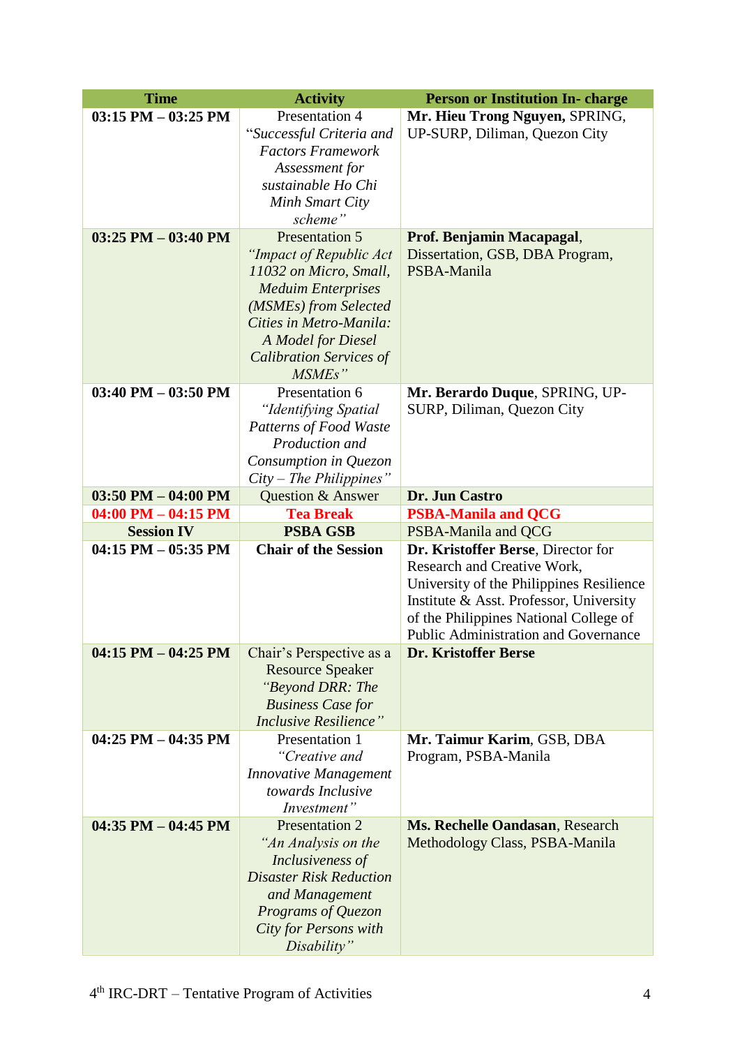| Time | Activity | Person or Institution In- charge |
|---|---|---|
| **03:15 PM – 03:25 PM** | Presentation 4 "*Successful Criteria and Factors Framework Assessment for sustainable Ho Chi Minh Smart City scheme*" | **Mr. Hieu Trong Nguyen,** SPRING, UP-SURP, Diliman, Quezon City |
| **03:25 PM – 03:40 PM** | Presentation 5 *"Impact of Republic Act 11032 on Micro, Small, Meduim Enterprises (MSMEs) from Selected Cities in Metro-Manila: A Model for Diesel Calibration Services of MSMEs"* | **Prof. Benjamin Macapagal**, Dissertation, GSB, DBA Program, PSBA-Manila |
| **03:40 PM – 03:50 PM** | Presentation 6 *"Identifying Spatial Patterns of Food Waste Production and Consumption in Quezon City – The Philippines"* | **Mr. Berardo Duque**, SPRING, UP-SURP, Diliman, Quezon City |
| **03:50 PM – 04:00 PM** | Question & Answer | **Dr. Jun Castro** |
| **04:00 PM – 04:15 PM** | **Tea Break** | **PSBA-Manila and QCG** |
| **Session IV** | **PSBA GSB** | PSBA-Manila and QCG |
| **04:15 PM – 05:35 PM** | **Chair of the Session** | **Dr. Kristoffer Berse**, Director for Research and Creative Work, University of the Philippines Resilience Institute & Asst. Professor, University of the Philippines National College of Public Administration and Governance |
| **04:15 PM – 04:25 PM** | Chair's Perspective as a Resource Speaker *"Beyond DRR: The Business Case for Inclusive Resilience"* | **Dr. Kristoffer Berse** |
| **04:25 PM – 04:35 PM** | Presentation 1 *"Creative and Innovative Management towards Inclusive Investment"* | **Mr. Taimur Karim**, GSB, DBA Program, PSBA-Manila |
| **04:35 PM – 04:45 PM** | Presentation 2 *"An Analysis on the Inclusiveness of Disaster Risk Reduction and Management Programs of Quezon City for Persons with Disability"* | **Ms. Rechelle Oandasan**, Research Methodology Class, PSBA-Manila |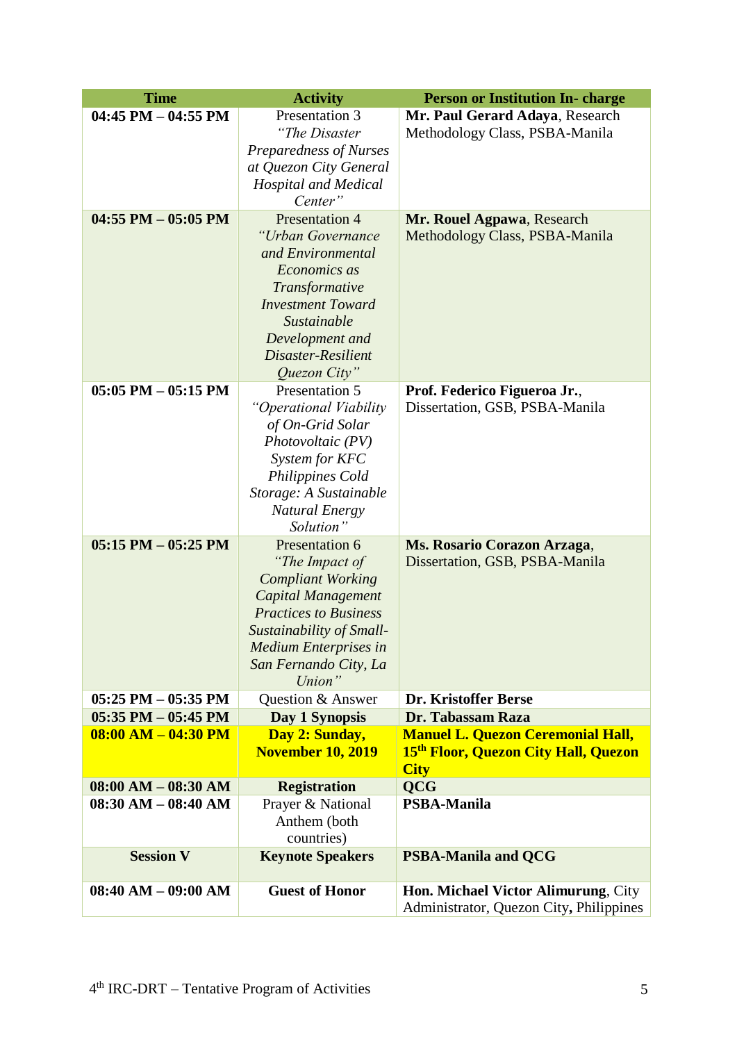| Time | Activity | Person or Institution In- charge |
|---|---|---|
| **04:45 PM – 04:55 PM** | Presentation 3 *"The Disaster Preparedness of Nurses at Quezon City General Hospital and Medical Center"* | **Mr. Paul Gerard Adaya**, Research Methodology Class, PSBA-Manila |
| **04:55 PM – 05:05 PM** | Presentation 4 *"Urban Governance and Environmental Economics as Transformative Investment Toward Sustainable Development and Disaster-Resilient Quezon City"* | **Mr. Rouel Agpawa**, Research Methodology Class, PSBA-Manila |
| **05:05 PM – 05:15 PM** | Presentation 5 *"Operational Viability of On-Grid Solar Photovoltaic (PV) System for KFC Philippines Cold Storage: A Sustainable Natural Energy Solution"* | **Prof. Federico Figueroa Jr.**, Dissertation, GSB, PSBA-Manila |
| **05:15 PM – 05:25 PM** | Presentation 6 *"The Impact of Compliant Working Capital Management Practices to Business Sustainability of Small-Medium Enterprises in San Fernando City, La Union"* | **Ms. Rosario Corazon Arzaga**, Dissertation, GSB, PSBA-Manila |
| **05:25 PM – 05:35 PM** | Question & Answer | **Dr. Kristoffer Berse** |
| **05:35 PM – 05:45 PM** | **Day 1 Synopsis** | **Dr. Tabassam Raza** |
| **08:00 AM – 04:30 PM** | **Day 2: Sunday, November 10, 2019** | **Manuel L. Quezon Ceremonial Hall, 15th Floor, Quezon City Hall, Quezon City** |
| **08:00 AM – 08:30 AM** | **Registration** | **QCG** |
| **08:30 AM – 08:40 AM** | Prayer & National Anthem (both countries) | **PSBA-Manila** |
| **Session V** | **Keynote Speakers** | **PSBA-Manila and QCG** |
| **08:40 AM – 09:00 AM** | **Guest of Honor** | **Hon. Michael Victor Alimurung**, City Administrator, Quezon City**,** Philippines |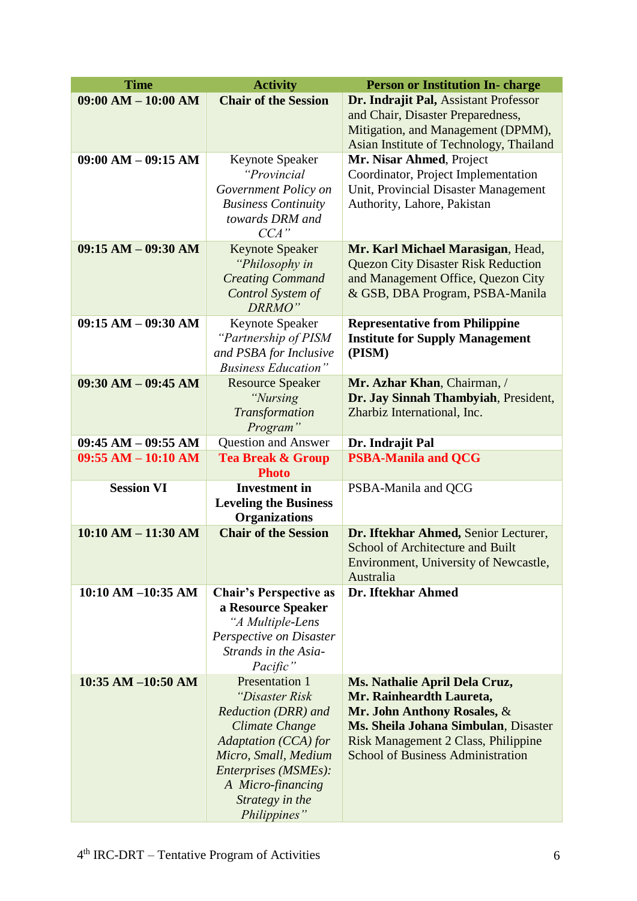| Time | Activity | Person or Institution In- charge |
|---|---|---|
| **09:00 AM – 10:00 AM** | **Chair of the Session** | **Dr. Indrajit Pal,** Assistant Professor and Chair, Disaster Preparedness, Mitigation, and Management (DPMM), Asian Institute of Technology, Thailand |
| **09:00 AM – 09:15 AM** | Keynote Speaker *"Provincial Government Policy on Business Continuity towards DRM and CCA"* | **Mr. Nisar Ahmed**, Project Coordinator, Project Implementation Unit, Provincial Disaster Management Authority, Lahore, Pakistan |
| **09:15 AM – 09:30 AM** | Keynote Speaker *"Philosophy in Creating Command Control System of DRRMO"* | **Mr. Karl Michael Marasigan**, Head, Quezon City Disaster Risk Reduction and Management Office, Quezon City & GSB, DBA Program, PSBA-Manila |
| **09:15 AM – 09:30 AM** | Keynote Speaker *"Partnership of PISM and PSBA for Inclusive Business Education"* | **Representative from Philippine Institute for Supply Management (PISM)** |
| **09:30 AM – 09:45 AM** | Resource Speaker *"Nursing Transformation Program"* | **Mr. Azhar Khan**, Chairman, / **Dr. Jay Sinnah Thambyiah**, President, Zharbiz International, Inc. |
| **09:45 AM – 09:55 AM** | Question and Answer | **Dr. Indrajit Pal** |
| **09:55 AM – 10:10 AM** | **Tea Break & Group Photo** | **PSBA-Manila and QCG** |
| **Session VI** | **Investment in Leveling the Business Organizations** | PSBA-Manila and QCG |
| **10:10 AM – 11:30 AM** | **Chair of the Session** | **Dr. Iftekhar Ahmed,** Senior Lecturer, School of Architecture and Built Environment, University of Newcastle, Australia |
| **10:10 AM –10:35 AM** | **Chair's Perspective as a Resource Speaker** *"A Multiple-Lens Perspective on Disaster Strands in the Asia-Pacific"* | **Dr. Iftekhar Ahmed** |
| **10:35 AM –10:50 AM** | Presentation 1 *"Disaster Risk Reduction (DRR) and Climate Change Adaptation (CCA) for Micro, Small, Medium Enterprises (MSMEs): A Micro-financing Strategy in the Philippines"* | **Ms. Nathalie April Dela Cruz, Mr. Rainheardth Laureta, Mr. John Anthony Rosales,** & **Ms. Sheila Johana Simbulan**, Disaster Risk Management 2 Class, Philippine School of Business Administration |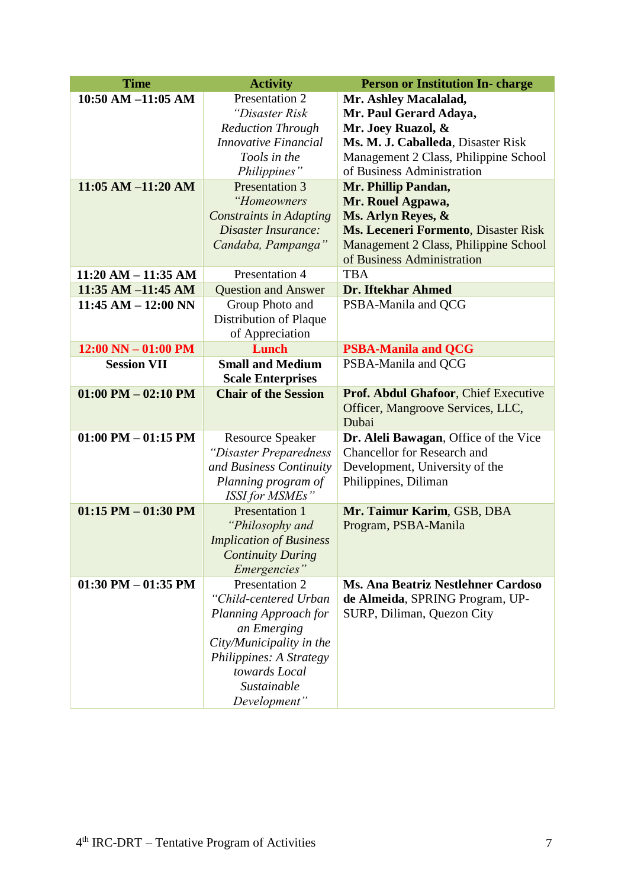| Time | Activity | Person or Institution In- charge |
|---|---|---|
| **10:50 AM –11:05 AM** | Presentation 2 *"Disaster Risk Reduction Through Innovative Financial Tools in the Philippines"* | **Mr. Ashley Macalalad, Mr. Paul Gerard Adaya, Mr. Joey Ruazol, & Ms. M. J. Caballeda**, Disaster Risk Management 2 Class, Philippine School of Business Administration |
| **11:05 AM –11:20 AM** | Presentation 3 *"Homeowners Constraints in Adapting Disaster Insurance: Candaba, Pampanga"* | **Mr. Phillip Pandan, Mr. Rouel Agpawa, Ms. Arlyn Reyes, & Ms. Leceneri Formento**, Disaster Risk Management 2 Class, Philippine School of Business Administration |
| **11:20 AM – 11:35 AM** | Presentation 4 | TBA |
| **11:35 AM –11:45 AM** | Question and Answer | **Dr. Iftekhar Ahmed** |
| **11:45 AM – 12:00 NN** | Group Photo and Distribution of Plaque of Appreciation | PSBA-Manila and QCG |
| **12:00 NN – 01:00 PM** | **Lunch** | **PSBA-Manila and QCG** |
| **Session VII** | **Small and Medium Scale Enterprises** | PSBA-Manila and QCG |
| **01:00 PM – 02:10 PM** | **Chair of the Session** | **Prof. Abdul Ghafoor**, Chief Executive Officer, Mangroove Services, LLC, Dubai |
| **01:00 PM – 01:15 PM** | Resource Speaker *"Disaster Preparedness and Business Continuity Planning program of ISSI for MSMEs"* | **Dr. Aleli Bawagan**, Office of the Vice Chancellor for Research and Development, University of the Philippines, Diliman |
| **01:15 PM – 01:30 PM** | Presentation 1 *"Philosophy and Implication of Business Continuity During Emergencies"* | **Mr. Taimur Karim**, GSB, DBA Program, PSBA-Manila |
| **01:30 PM – 01:35 PM** | Presentation 2 *"Child-centered Urban Planning Approach for an Emerging City/Municipality in the Philippines: A Strategy towards Local Sustainable Development"* | **Ms. Ana Beatriz Nestlehner Cardoso de Almeida**, SPRING Program, UP-SURP, Diliman, Quezon City |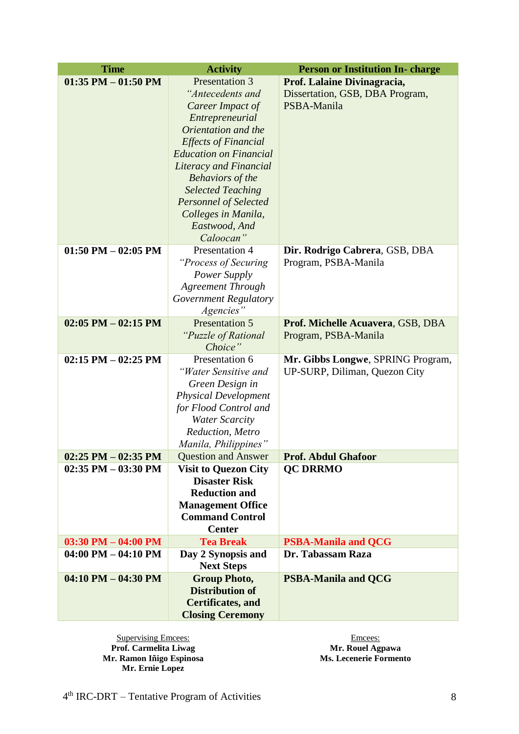| Time | Activity | Person or Institution In- charge |
|---|---|---|
| **01:35 PM – 01:50 PM** | Presentation 3 *"Antecedents and Career Impact of Entrepreneurial Orientation and the Effects of Financial Education on Financial Literacy and Financial Behaviors of the Selected Teaching Personnel of Selected Colleges in Manila, Eastwood, And Caloocan"* | **Prof. Lalaine Divinagracia,** Dissertation, GSB, DBA Program, PSBA-Manila |
| **01:50 PM – 02:05 PM** | Presentation 4 *"Process of Securing Power Supply Agreement Through Government Regulatory Agencies"* | **Dir. Rodrigo Cabrera**, GSB, DBA Program, PSBA-Manila |
| **02:05 PM – 02:15 PM** | Presentation 5 *"Puzzle of Rational Choice"* | **Prof. Michelle Acuavera**, GSB, DBA Program, PSBA-Manila |
| **02:15 PM – 02:25 PM** | Presentation 6 *"Water Sensitive and Green Design in Physical Development for Flood Control and Water Scarcity Reduction, Metro Manila, Philippines"* | **Mr. Gibbs Longwe**, SPRING Program, UP-SURP, Diliman, Quezon City |
| **02:25 PM – 02:35 PM** | Question and Answer | **Prof. Abdul Ghafoor** |
| **02:35 PM – 03:30 PM** | **Visit to Quezon City Disaster Risk Reduction and Management Office Command Control Center** | **QC DRRMO** |
| **03:30 PM – 04:00 PM** | **Tea Break** | **PSBA-Manila and QCG** |
| **04:00 PM – 04:10 PM** | **Day 2 Synopsis and Next Steps** | **Dr. Tabassam Raza** |
| **04:10 PM – 04:30 PM** | **Group Photo, Distribution of Certificates, and Closing Ceremony** | **PSBA-Manila and QCG** |

Supervising Emcees:
**Prof. Carmelita Liwag**
**Mr. Ramon Iñigo Espinosa**
**Mr. Ernie Lopez**

Emcees:
**Mr. Rouel Agpawa**
**Ms. Lecenerie Formento**